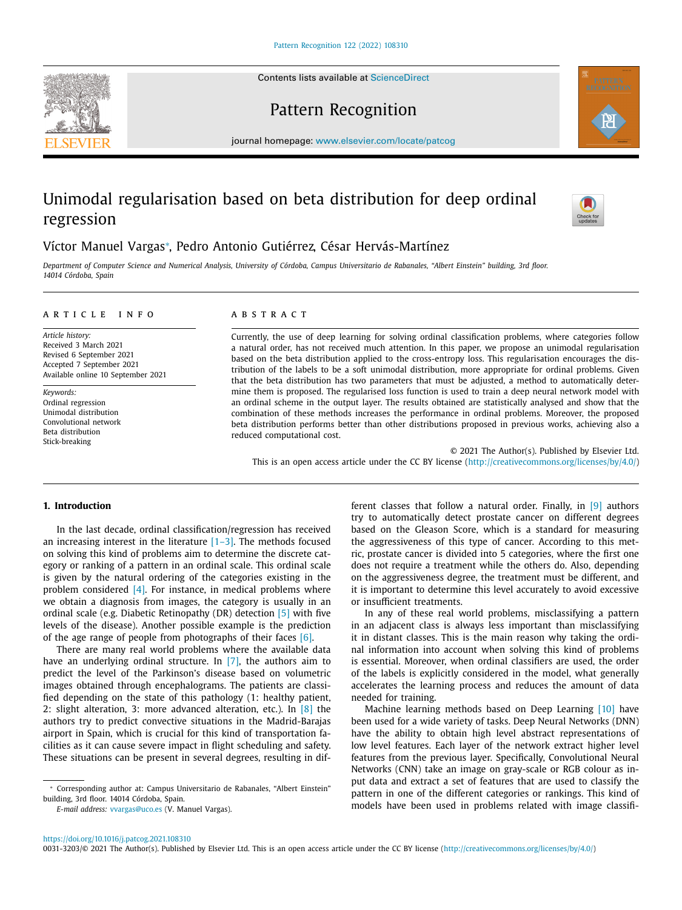# Unimodal regularisation based on beta distribution for deep ordinal regression

Víctor Manuel Vargas*, Pedro Antonio Gutiérrez, César Hervás-Martínez

*Department of Computer Science and Numerical Analysis, University of Córdoba, Campus Universitario de Rabanales, "Albert Einstein" building, 3rd floor. 14014 Córdoba, Spain*

## ARTICLE INFO

*Article history:*
Received 3 March 2021
Revised 6 September 2021
Accepted 7 September 2021
Available online 10 September 2021

*Keywords:*
Ordinal regression
Unimodal distribution
Convolutional network
Beta distribution
Stick-breaking

## ABSTRACT

Currently, the use of deep learning for solving ordinal classification problems, where categories follow a natural order, has not received much attention. In this paper, we propose an unimodal regularisation based on the beta distribution applied to the cross-entropy loss. This regularisation encourages the distribution of the labels to be a soft unimodal distribution, more appropriate for ordinal problems. Given that the beta distribution has two parameters that must be adjusted, a method to automatically determine them is proposed. The regularised loss function is used to train a deep neural network model with an ordinal scheme in the output layer. The results obtained are statistically analysed and show that the combination of these methods increases the performance in ordinal problems. Moreover, the proposed beta distribution performs better than other distributions proposed in previous works, achieving also a reduced computational cost.

© 2021 The Author(s). Published by Elsevier Ltd.
This is an open access article under the CC BY license (http://creativecommons.org/licenses/by/4.0/)

## 1. Introduction

In the last decade, ordinal classification/regression has received an increasing interest in the literature [1–3]. The methods focused on solving this kind of problems aim to determine the discrete category or ranking of a pattern in an ordinal scale. This ordinal scale is given by the natural ordering of the categories existing in the problem considered [4]. For instance, in medical problems where we obtain a diagnosis from images, the category is usually in an ordinal scale (e.g. Diabetic Retinopathy (DR) detection [5] with five levels of the disease). Another possible example is the prediction of the age range of people from photographs of their faces [6].

There are many real world problems where the available data have an underlying ordinal structure. In [7], the authors aim to predict the level of the Parkinson's disease based on volumetric images obtained through encephalograms. The patients are classified depending on the state of this pathology (1: healthy patient, 2: slight alteration, 3: more advanced alteration, etc.). In [8] the authors try to predict convective situations in the Madrid-Barajas airport in Spain, which is crucial for this kind of transportation facilities as it can cause severe impact in flight scheduling and safety. These situations can be present in several degrees, resulting in different classes that follow a natural order. Finally, in [9] authors try to automatically detect prostate cancer on different degrees based on the Gleason Score, which is a standard for measuring the aggressiveness of this type of cancer. According to this metric, prostate cancer is divided into 5 categories, where the first one does not require a treatment while the others do. Also, depending on the aggressiveness degree, the treatment must be different, and it is important to determine this level accurately to avoid excessive or insufficient treatments.

In any of these real world problems, misclassifying a pattern in an adjacent class is always less important than misclassifying it in distant classes. This is the main reason why taking the ordinal information into account when solving this kind of problems is essential. Moreover, when ordinal classifiers are used, the order of the labels is explicitly considered in the model, what generally accelerates the learning process and reduces the amount of data needed for training.

Machine learning methods based on Deep Learning [10] have been used for a wide variety of tasks. Deep Neural Networks (DNN) have the ability to obtain high level abstract representations of low level features. Each layer of the network extract higher level features from the previous layer. Specifically, Convolutional Neural Networks (CNN) take an image on gray-scale or RGB colour as input data and extract a set of features that are used to classify the pattern in one of the different categories or rankings. This kind of models have been used in problems related with image classifi-

---

* Corresponding author at: Campus Universitario de Rabanales, "Albert Einstein" building, 3rd floor. 14014 Córdoba, Spain.
*E-mail address:* vvargas@uco.es (V. Manuel Vargas).

https://doi.org/10.1016/j.patcog.2021.108310
0031-3203/© 2021 The Author(s). Published by Elsevier Ltd. This is an open access article under the CC BY license (http://creativecommons.org/licenses/by/4.0/)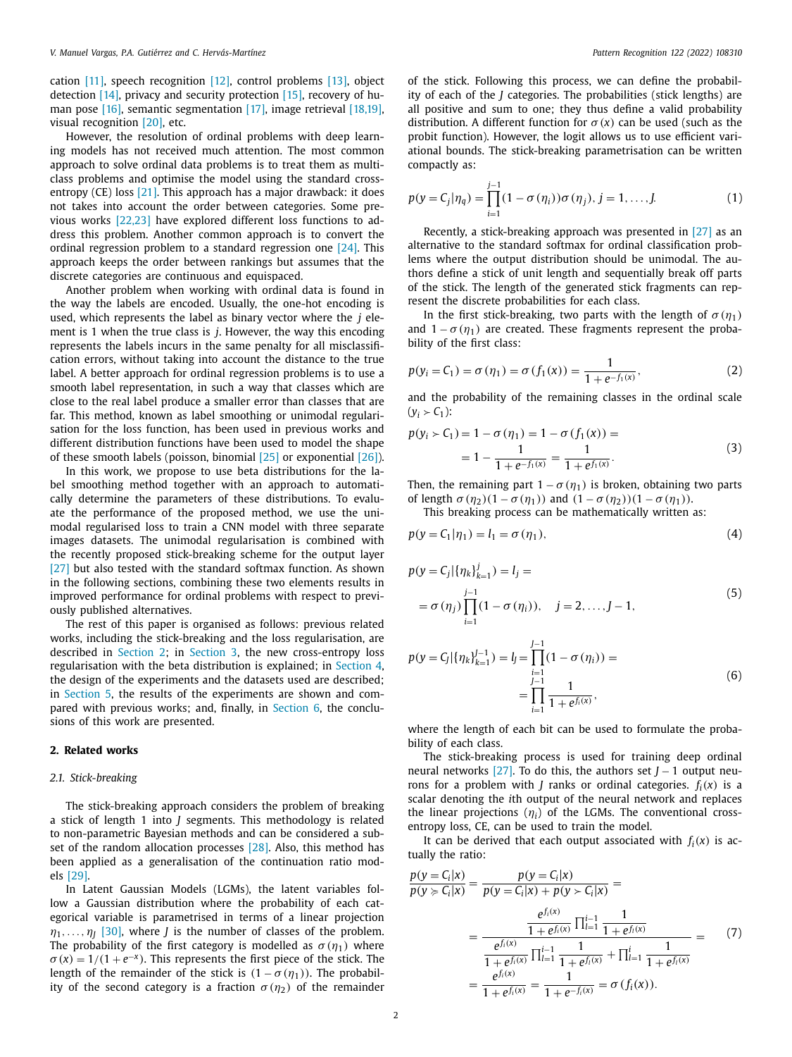cation [11], speech recognition [12], control problems [13], object detection [14], privacy and security protection [15], recovery of human pose [16], semantic segmentation [17], image retrieval [18,19], visual recognition [20], etc.

However, the resolution of ordinal problems with deep learning models has not received much attention. The most common approach to solve ordinal data problems is to treat them as multiclass problems and optimise the model using the standard cross-entropy (CE) loss [21]. This approach has a major drawback: it does not takes into account the order between categories. Some previous works [22,23] have explored different loss functions to address this problem. Another common approach is to convert the ordinal regression problem to a standard regression one [24]. This approach keeps the order between rankings but assumes that the discrete categories are continuous and equispaced.

Another problem when working with ordinal data is found in the way the labels are encoded. Usually, the one-hot encoding is used, which represents the label as binary vector where the $j$ element is 1 when the true class is $j$. However, the way this encoding represents the labels incurs in the same penalty for all misclassification errors, without taking into account the distance to the true label. A better approach for ordinal regression problems is to use a smooth label representation, in such a way that classes which are close to the real label produce a smaller error than classes that are far. This method, known as label smoothing or unimodal regularisation for the loss function, has been used in previous works and different distribution functions have been used to model the shape of these smooth labels (poisson, binomial [25] or exponential [26]).

In this work, we propose to use beta distributions for the label smoothing method together with an approach to automatically determine the parameters of these distributions. To evaluate the performance of the proposed method, we use the unimodal regularised loss to train a CNN model with three separate images datasets. The unimodal regularisation is combined with the recently proposed stick-breaking scheme for the output layer [27] but also tested with the standard softmax function. As shown in the following sections, combining these two elements results in improved performance for ordinal problems with respect to previously published alternatives.

The rest of this paper is organised as follows: previous related works, including the stick-breaking and the loss regularisation, are described in Section 2; in Section 3, the new cross-entropy loss regularisation with the beta distribution is explained; in Section 4, the design of the experiments and the datasets used are described; in Section 5, the results of the experiments are shown and compared with previous works; and, finally, in Section 6, the conclusions of this work are presented.

## 2. Related works

### 2.1. Stick-breaking

The stick-breaking approach considers the problem of breaking a stick of length 1 into $J$ segments. This methodology is related to non-parametric Bayesian methods and can be considered a subset of the random allocation processes [28]. Also, this method has been applied as a generalisation of the continuation ratio models [29].

In Latent Gaussian Models (LGMs), the latent variables follow a Gaussian distribution where the probability of each categorical variable is parametrised in terms of a linear projection $\eta_1, \ldots, \eta_J$ [30], where $J$ is the number of classes of the problem. The probability of the first category is modelled as $\sigma(\eta_1)$ where $\sigma(x) = 1/(1+e^{-x})$. This represents the first piece of the stick. The length of the remainder of the stick is $(1-\sigma(\eta_1))$. The probability of the second category is a fraction $\sigma(\eta_2)$ of the remainder of the stick. Following this process, we can define the probability of each of the $J$ categories. The probabilities (stick lengths) are all positive and sum to one; they thus define a valid probability distribution. A different function for $\sigma(x)$ can be used (such as the probit function). However, the logit allows us to use efficient variational bounds. The stick-breaking parametrisation can be written compactly as:

$$p(y = C_j|\eta_q) = \prod_{i=1}^{j-1}(1-\sigma(\eta_i))\sigma(\eta_j), \; j = 1, \ldots, J. \tag{1}$$

Recently, a stick-breaking approach was presented in [27] as an alternative to the standard softmax for ordinal classification problems where the output distribution should be unimodal. The authors define a stick of unit length and sequentially break off parts of the stick. The length of the generated stick fragments can represent the discrete probabilities for each class.

In the first stick-breaking, two parts with the length of $\sigma(\eta_1)$ and $1-\sigma(\eta_1)$ are created. These fragments represent the probability of the first class:

$$p(y_i = C_1) = \sigma(\eta_1) = \sigma(f_1(x)) = \frac{1}{1+e^{-f_1(x)}}, \tag{2}$$

and the probability of the remaining classes in the ordinal scale ($y_i \succ C_1$):

$$\begin{aligned} p(y_i \succ C_1) &= 1-\sigma(\eta_1) = 1-\sigma(f_1(x)) = \\ &= 1 - \frac{1}{1+e^{-f_1(x)}} = \frac{1}{1+e^{f_1(x)}}. \end{aligned} \tag{3}$$

Then, the remaining part $1-\sigma(\eta_1)$ is broken, obtaining two parts of length $\sigma(\eta_2)(1-\sigma(\eta_1))$ and $(1-\sigma(\eta_2))(1-\sigma(\eta_1))$.

This breaking process can be mathematically written as:

$$p(y = C_1|\eta_1) = l_1 = \sigma(\eta_1), \tag{4}$$

$$\begin{aligned} p(y = C_j|\{\eta_k\}_{k=1}^{j}) &= l_j = \\ &= \sigma(\eta_j)\prod_{i=1}^{j-1}(1-\sigma(\eta_i)), \quad j = 2, \ldots, J-1, \end{aligned} \tag{5}$$

$$\begin{aligned} p(y = C_J|\{\eta_k\}_{k=1}^{J-1}) = l_J &= \prod_{i=1}^{J-1}(1-\sigma(\eta_i)) = \\ &= \prod_{i=1}^{J-1}\frac{1}{1+e^{f_i(x)}}, \end{aligned} \tag{6}$$

where the length of each bit can be used to formulate the probability of each class.

The stick-breaking process is used for training deep ordinal neural networks [27]. To do this, the authors set $J-1$ output neurons for a problem with $J$ ranks or ordinal categories. $f_i(x)$ is a scalar denoting the $i$th output of the neural network and replaces the linear projections ($\eta_i$) of the LGMs. The conventional cross-entropy loss, CE, can be used to train the model.

It can be derived that each output associated with $f_i(x)$ is actually the ratio:

$$\begin{aligned} \frac{p(y = C_i|x)}{p(y \succcurlyeq C_i|x)} &= \frac{p(y = C_i|x)}{p(y = C_i|x) + p(y \succ C_i|x)} = \\ &= \frac{\dfrac{e^{f_i(x)}}{1+e^{f_i(x)}}\prod_{l=1}^{i-1}\dfrac{1}{1+e^{f_l(x)}}}{\dfrac{e^{f_i(x)}}{1+e^{f_i(x)}}\prod_{l=1}^{i-1}\dfrac{1}{1+e^{f_l(x)}} + \prod_{l=1}^{i}\dfrac{1}{1+e^{f_l(x)}}} = \\ &= \frac{e^{f_i(x)}}{1+e^{f_i(x)}} = \frac{1}{1+e^{-f_i(x)}} = \sigma(f_i(x)). \end{aligned} \tag{7}$$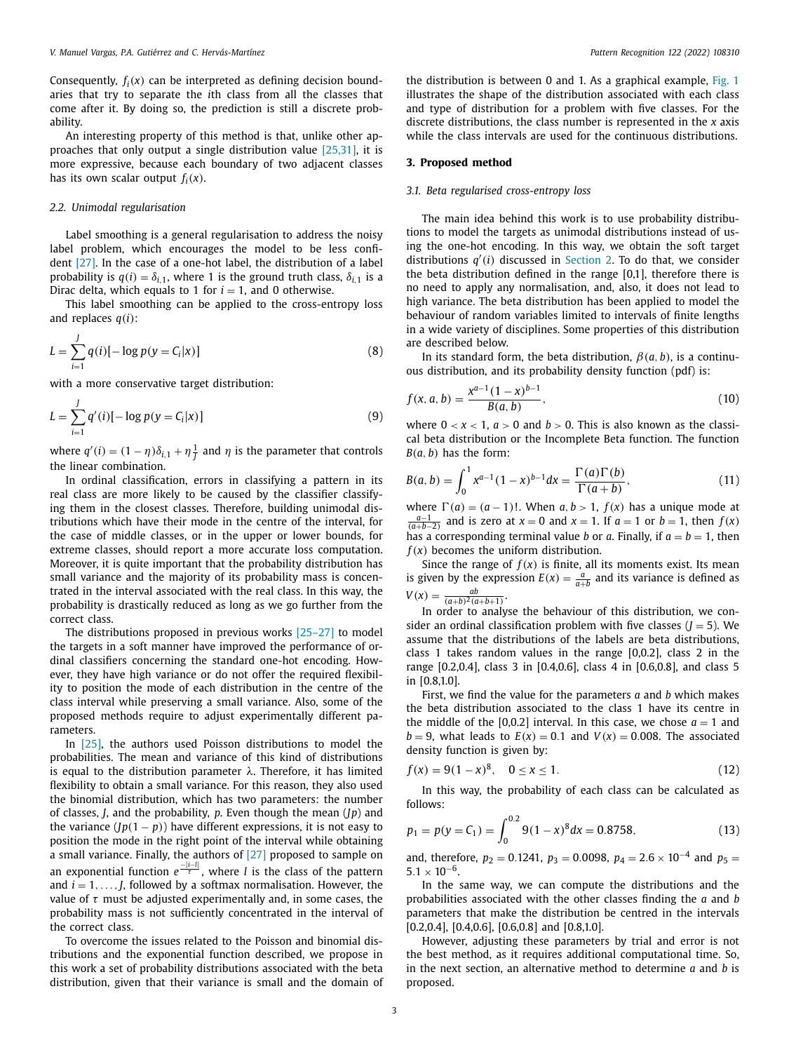Consequently, $f_i(x)$ can be interpreted as defining decision boundaries that try to separate the $i$th class from all the classes that come after it. By doing so, the prediction is still a discrete probability.

An interesting property of this method is that, unlike other approaches that only output a single distribution value [25,31], it is more expressive, because each boundary of two adjacent classes has its own scalar output $f_i(x)$.

### 2.2. Unimodal regularisation

Label smoothing is a general regularisation to address the noisy label problem, which encourages the model to be less confident [27]. In the case of a one-hot label, the distribution of a label probability is $q(i) = \delta_{i,1}$, where 1 is the ground truth class, $\delta_{i,1}$ is a Dirac delta, which equals to 1 for $i = 1$, and 0 otherwise.

This label smoothing can be applied to the cross-entropy loss and replaces $q(i)$:

$$L = \sum_{i=1}^{J} q(i)[-\log p(y = C_i|x)] \tag{8}$$

with a more conservative target distribution:

$$L = \sum_{i=1}^{J} q'(i)[-\log p(y = C_i|x)] \tag{9}$$

where $q'(i) = (1-\eta)\delta_{i,1} + \eta\frac{1}{J}$ and $\eta$ is the parameter that controls the linear combination.

In ordinal classification, errors in classifying a pattern in its real class are more likely to be caused by the classifier classifying them in the closest classes. Therefore, building unimodal distributions which have their mode in the centre of the interval, for the case of middle classes, or in the upper or lower bounds, for extreme classes, should report a more accurate loss computation. Moreover, it is quite important that the probability distribution has small variance and the majority of its probability mass is concentrated in the interval associated with the real class. In this way, the probability is drastically reduced as long as we go further from the correct class.

The distributions proposed in previous works [25–27] to model the targets in a soft manner have improved the performance of ordinal classifiers concerning the standard one-hot encoding. However, they have high variance or do not offer the required flexibility to position the mode of each distribution in the centre of the class interval while preserving a small variance. Also, some of the proposed methods require to adjust experimentally different parameters.

In [25], the authors used Poisson distributions to model the probabilities. The mean and variance of this kind of distributions is equal to the distribution parameter $\lambda$. Therefore, it has limited flexibility to obtain a small variance. For this reason, they also used the binomial distribution, which has two parameters: the number of classes, $J$, and the probability, $p$. Even though the mean ($Jp$) and the variance ($Jp(1-p)$) have different expressions, it is not easy to position the mode in the right point of the interval while obtaining a small variance. Finally, the authors of [27] proposed to sample on an exponential function $e^{\frac{-|i-l|}{\tau}}$, where $l$ is the class of the pattern and $i = 1, \ldots, J$, followed by a softmax normalisation. However, the value of $\tau$ must be adjusted experimentally and, in some cases, the probability mass is not sufficiently concentrated in the interval of the correct class.

To overcome the issues related to the Poisson and binomial distributions and the exponential function described, we propose in this work a set of probability distributions associated with the beta distribution, given that their variance is small and the domain of the distribution is between 0 and 1. As a graphical example, Fig. 1 illustrates the shape of the distribution associated with each class and type of distribution for a problem with five classes. For the discrete distributions, the class number is represented in the $x$ axis while the class intervals are used for the continuous distributions.

## 3. Proposed method

### 3.1. Beta regularised cross-entropy loss

The main idea behind this work is to use probability distributions to model the targets as unimodal distributions instead of using the one-hot encoding. In this way, we obtain the soft target distributions $q'(i)$ discussed in Section 2. To do that, we consider the beta distribution defined in the range [0,1], therefore there is no need to apply any normalisation, and, also, it does not lead to high variance. The beta distribution has been applied to model the behaviour of random variables limited to intervals of finite lengths in a wide variety of disciplines. Some properties of this distribution are described below.

In its standard form, the beta distribution, $\beta(a, b)$, is a continuous distribution, and its probability density function (pdf) is:

$$f(x, a, b) = \frac{x^{a-1}(1-x)^{b-1}}{B(a, b)}, \tag{10}$$

where $0 < x < 1$, $a > 0$ and $b > 0$. This is also known as the classical beta distribution or the Incomplete Beta function. The function $B(a, b)$ has the form:

$$B(a, b) = \int_0^1 x^{a-1}(1-x)^{b-1}dx = \frac{\Gamma(a)\Gamma(b)}{\Gamma(a+b)}, \tag{11}$$

where $\Gamma(a) = (a-1)!$. When $a, b > 1$, $f(x)$ has a unique mode at $\frac{a-1}{(a+b-2)}$ and is zero at $x = 0$ and $x = 1$. If $a = 1$ or $b = 1$, then $f(x)$ has a corresponding terminal value $b$ or $a$. Finally, if $a = b = 1$, then $f(x)$ becomes the uniform distribution.

Since the range of $f(x)$ is finite, all its moments exist. Its mean is given by the expression $E(x) = \frac{a}{a+b}$ and its variance is defined as $V(x) = \frac{ab}{(a+b)^2(a+b+1)}$.

In order to analyse the behaviour of this distribution, we consider an ordinal classification problem with five classes ($J = 5$). We assume that the distributions of the labels are beta distributions, class 1 takes random values in the range [0,0.2], class 2 in the range [0.2,0.4], class 3 in [0.4,0.6], class 4 in [0.6,0.8], and class 5 in [0.8,1.0].

First, we find the value for the parameters $a$ and $b$ which makes the beta distribution associated to the class 1 have its centre in the middle of the [0,0.2] interval. In this case, we chose $a = 1$ and $b = 9$, what leads to $E(x) = 0.1$ and $V(x) = 0.008$. The associated density function is given by:

$$f(x) = 9(1-x)^8, \quad 0 \leq x \leq 1. \tag{12}$$

In this way, the probability of each class can be calculated as follows:

$$p_1 = p(y = C_1) = \int_0^{0.2} 9(1-x)^8 dx = 0.8758, \tag{13}$$

and, therefore, $p_2 = 0.1241$, $p_3 = 0.0098$, $p_4 = 2.6 \times 10^{-4}$ and $p_5 = 5.1 \times 10^{-6}$.

In the same way, we can compute the distributions and the probabilities associated with the other classes finding the $a$ and $b$ parameters that make the distribution be centred in the intervals [0.2,0.4], [0.4,0.6], [0.6,0.8] and [0.8,1.0].

However, adjusting these parameters by trial and error is not the best method, as it requires additional computational time. So, in the next section, an alternative method to determine $a$ and $b$ is proposed.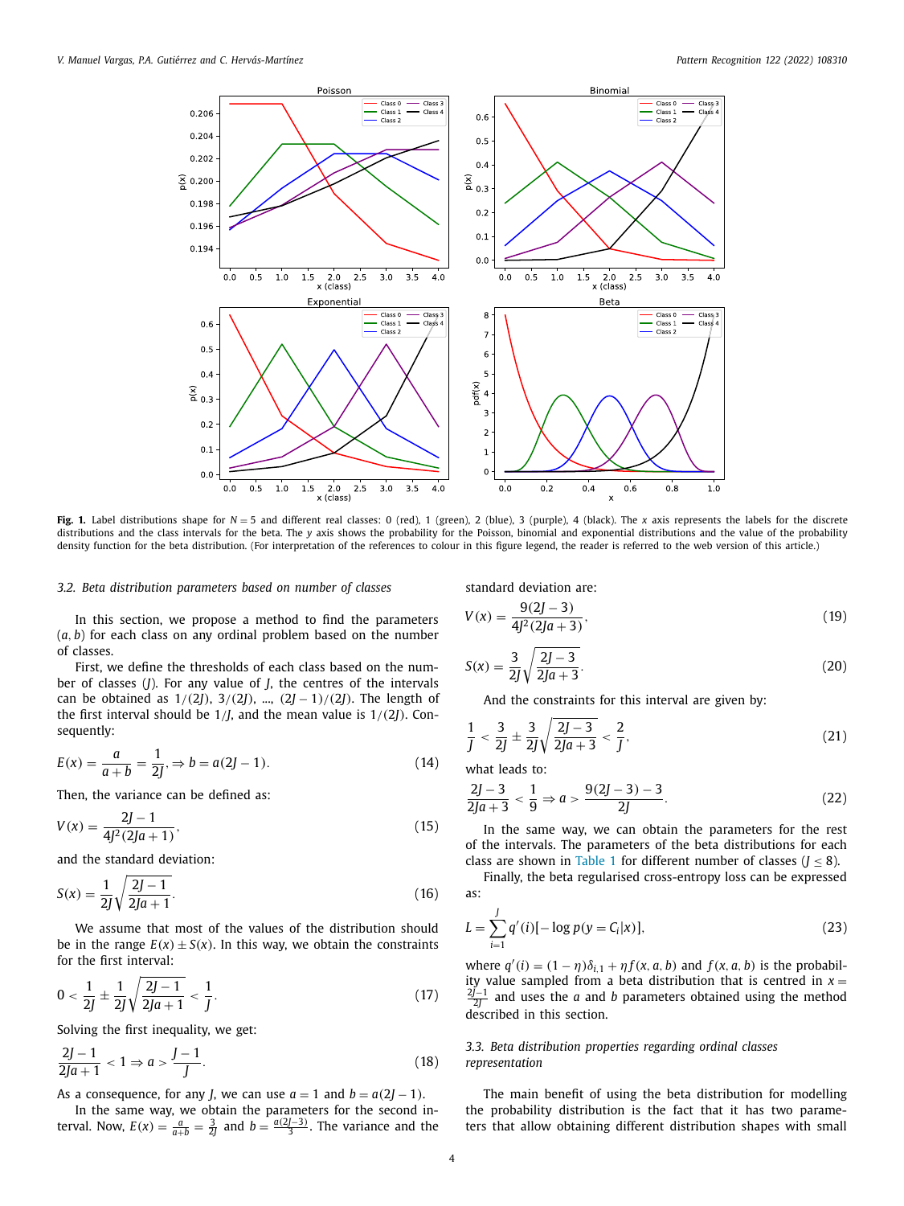**Fig. 1.** Label distributions shape for $N = 5$ and different real classes: 0 (red), 1 (green), 2 (blue), 3 (purple), 4 (black). The $x$ axis represents the labels for the discrete distributions and the class intervals for the beta. The $y$ axis shows the probability for the Poisson, binomial and exponential distributions and the value of the probability density function for the beta distribution. (For interpretation of the references to colour in this figure legend, the reader is referred to the web version of this article.)

### 3.2. Beta distribution parameters based on number of classes

In this section, we propose a method to find the parameters $(a, b)$ for each class on any ordinal problem based on the number of classes.

First, we define the thresholds of each class based on the number of classes ($J$). For any value of $J$, the centres of the intervals can be obtained as $1/(2J)$, $3/(2J)$, ..., $(2J-1)/(2J)$. The length of the first interval should be $1/J$, and the mean value is $1/(2J)$. Consequently:

$$E(x) = \frac{a}{a+b} = \frac{1}{2J}, \Rightarrow b = a(2J-1). \tag{14}$$

Then, the variance can be defined as:

$$V(x) = \frac{2J-1}{4J^2(2Ja+1)}, \tag{15}$$

and the standard deviation:

$$S(x) = \frac{1}{2J}\sqrt{\frac{2J-1}{2Ja+1}}. \tag{16}$$

We assume that most of the values of the distribution should be in the range $E(x) \pm S(x)$. In this way, we obtain the constraints for the first interval:

$$0 < \frac{1}{2J} \pm \frac{1}{2J}\sqrt{\frac{2J-1}{2Ja+1}} < \frac{1}{J}. \tag{17}$$

Solving the first inequality, we get:

$$\frac{2J-1}{2Ja+1} < 1 \Rightarrow a > \frac{J-1}{J}. \tag{18}$$

As a consequence, for any $J$, we can use $a = 1$ and $b = a(2J-1)$.

In the same way, we obtain the parameters for the second interval. Now, $E(x) = \frac{a}{a+b} = \frac{3}{2J}$ and $b = \frac{a(2J-3)}{3}$. The variance and the standard deviation are:

$$V(x) = \frac{9(2J-3)}{4J^2(2Ja+3)}, \tag{19}$$

$$S(x) = \frac{3}{2J}\sqrt{\frac{2J-3}{2Ja+3}}. \tag{20}$$

And the constraints for this interval are given by:

$$\frac{1}{J} < \frac{3}{2J} \pm \frac{3}{2J}\sqrt{\frac{2J-3}{2Ja+3}} < \frac{2}{J}, \tag{21}$$

what leads to:

$$\frac{2J-3}{2Ja+3} < \frac{1}{9} \Rightarrow a > \frac{9(2J-3)-3}{2J}. \tag{22}$$

In the same way, we can obtain the parameters for the rest of the intervals. The parameters of the beta distributions for each class are shown in Table 1 for different number of classes ($J \leq 8$).

Finally, the beta regularised cross-entropy loss can be expressed as:

$$L = \sum_{i=1}^{J} q'(i)[-\log p(y = C_i|x)], \tag{23}$$

where $q'(i) = (1-\eta)\delta_{i,1} + \eta f(x, a, b)$ and $f(x, a, b)$ is the probability value sampled from a beta distribution that is centred in $x = \frac{2J-1}{2J}$ and uses the $a$ and $b$ parameters obtained using the method described in this section.

### 3.3. Beta distribution properties regarding ordinal classes representation

The main benefit of using the beta distribution for modelling the probability distribution is the fact that it has two parameters that allow obtaining different distribution shapes with small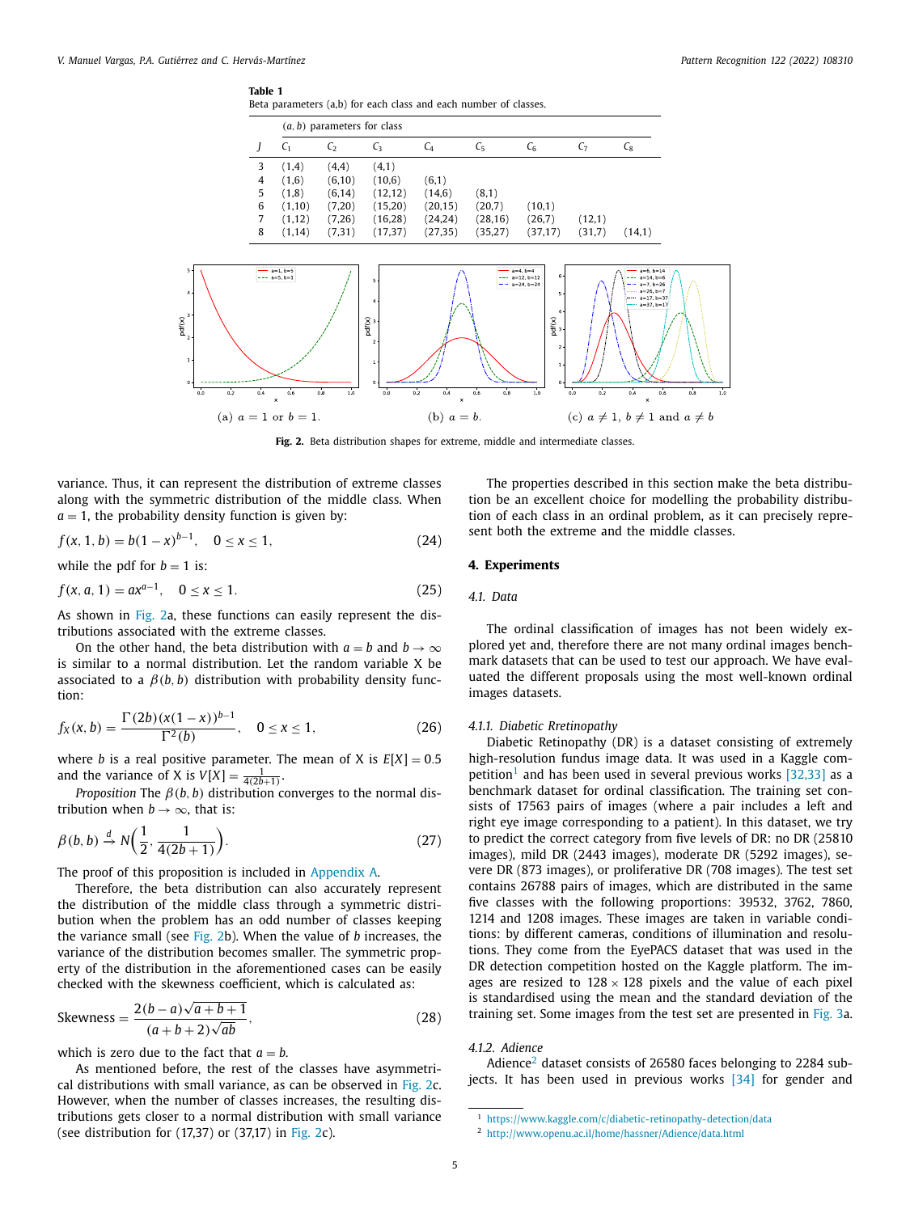**Table 1**
Beta parameters (a,b) for each class and each number of classes.

| $J$ | $(a,b)$ parameters for class $C_1$ | $C_2$ | $C_3$ | $C_4$ | $C_5$ | $C_6$ | $C_7$ | $C_8$ |
|---|---|---|---|---|---|---|---|---|
| 3 | (1,4) | (4,4) | (4,1) | | | | | |
| 4 | (1,6) | (6,10) | (10,6) | (6,1) | | | | |
| 5 | (1,8) | (6,14) | (12,12) | (14,6) | (8,1) | | | |
| 6 | (1,10) | (7,20) | (15,20) | (20,15) | (20,7) | (10,1) | | |
| 7 | (1,12) | (7,26) | (16,28) | (24,24) | (28,16) | (26,7) | (12,1) | |
| 8 | (1,14) | (7,31) | (17,37) | (27,35) | (35,27) | (37,17) | (31,7) | (14,1) |

(a) $a = 1$ or $b = 1$. (b) $a = b$. (c) $a \neq 1$, $b \neq 1$ and $a \neq b$

**Fig. 2.** Beta distribution shapes for extreme, middle and intermediate classes.

variance. Thus, it can represent the distribution of extreme classes along with the symmetric distribution of the middle class. When $a = 1$, the probability density function is given by:

$$f(x, 1, b) = b(1 - x)^{b-1}, \quad 0 \leq x \leq 1, \tag{24}$$

while the pdf for $b = 1$ is:

$$f(x, a, 1) = ax^{a-1}, \quad 0 \leq x \leq 1. \tag{25}$$

As shown in Fig. 2a, these functions can easily represent the distributions associated with the extreme classes.

On the other hand, the beta distribution with $a = b$ and $b \to \infty$ is similar to a normal distribution. Let the random variable X be associated to a $\beta(b, b)$ distribution with probability density function:

$$f_X(x, b) = \frac{\Gamma(2b)(x(1-x))^{b-1}}{\Gamma^2(b)}, \quad 0 \leq x \leq 1, \tag{26}$$

where $b$ is a real positive parameter. The mean of X is $E[X] = 0.5$ and the variance of X is $V[X] = \frac{1}{4(2b+1)}$.

*Proposition* The $\beta(b, b)$ distribution converges to the normal distribution when $b \to \infty$, that is:

$$\beta(b, b) \xrightarrow{d} N\left(\frac{1}{2}, \frac{1}{4(2b+1)}\right). \tag{27}$$

The proof of this proposition is included in Appendix A.

Therefore, the beta distribution can also accurately represent the distribution of the middle class through a symmetric distribution when the problem has an odd number of classes keeping the variance small (see Fig. 2b). When the value of $b$ increases, the variance of the distribution becomes smaller. The symmetric property of the distribution in the aforementioned cases can be easily checked with the skewness coefficient, which is calculated as:

$$\text{Skewness} = \frac{2(b-a)\sqrt{a+b+1}}{(a+b+2)\sqrt{ab}}, \tag{28}$$

which is zero due to the fact that $a = b$.

As mentioned before, the rest of the classes have asymmetrical distributions with small variance, as can be observed in Fig. 2c. However, when the number of classes increases, the resulting distributions gets closer to a normal distribution with small variance (see distribution for (17,37) or (37,17) in Fig. 2c).

The properties described in this section make the beta distribution be an excellent choice for modelling the probability distribution of each class in an ordinal problem, as it can precisely represent both the extreme and the middle classes.

## 4. Experiments

### 4.1. Data

The ordinal classification of images has not been widely explored yet and, therefore there are not many ordinal images benchmark datasets that can be used to test our approach. We have evaluated the different proposals using the most well-known ordinal images datasets.

#### 4.1.1. Diabetic Retinopathy

Diabetic Retinopathy (DR) is a dataset consisting of extremely high-resolution fundus image data. It was used in a Kaggle competition[1] and has been used in several previous works [32,33] as a benchmark dataset for ordinal classification. The training set consists of 17563 pairs of images (where a pair includes a left and right eye image corresponding to a patient). In this dataset, we try to predict the correct category from five levels of DR: no DR (25810 images), mild DR (2443 images), moderate DR (5292 images), severe DR (873 images), or proliferative DR (708 images). The test set contains 26788 pairs of images, which are distributed in the same five classes with the following proportions: 39532, 3762, 7860, 1214 and 1208 images. These images are taken in variable conditions: by different cameras, conditions of illumination and resolutions. They come from the EyePACS dataset that was used in the DR detection competition hosted on the Kaggle platform. The images are resized to $128 \times 128$ pixels and the value of each pixel is standardised using the mean and the standard deviation of the training set. Some images from the test set are presented in Fig. 3a.

#### 4.1.2. Adience

Adience[2] dataset consists of 26580 faces belonging to 2284 subjects. It has been used in previous works [34] for gender and

[1] https://www.kaggle.com/c/diabetic-retinopathy-detection/data

[2] http://www.openu.ac.il/home/hassner/Adience/data.html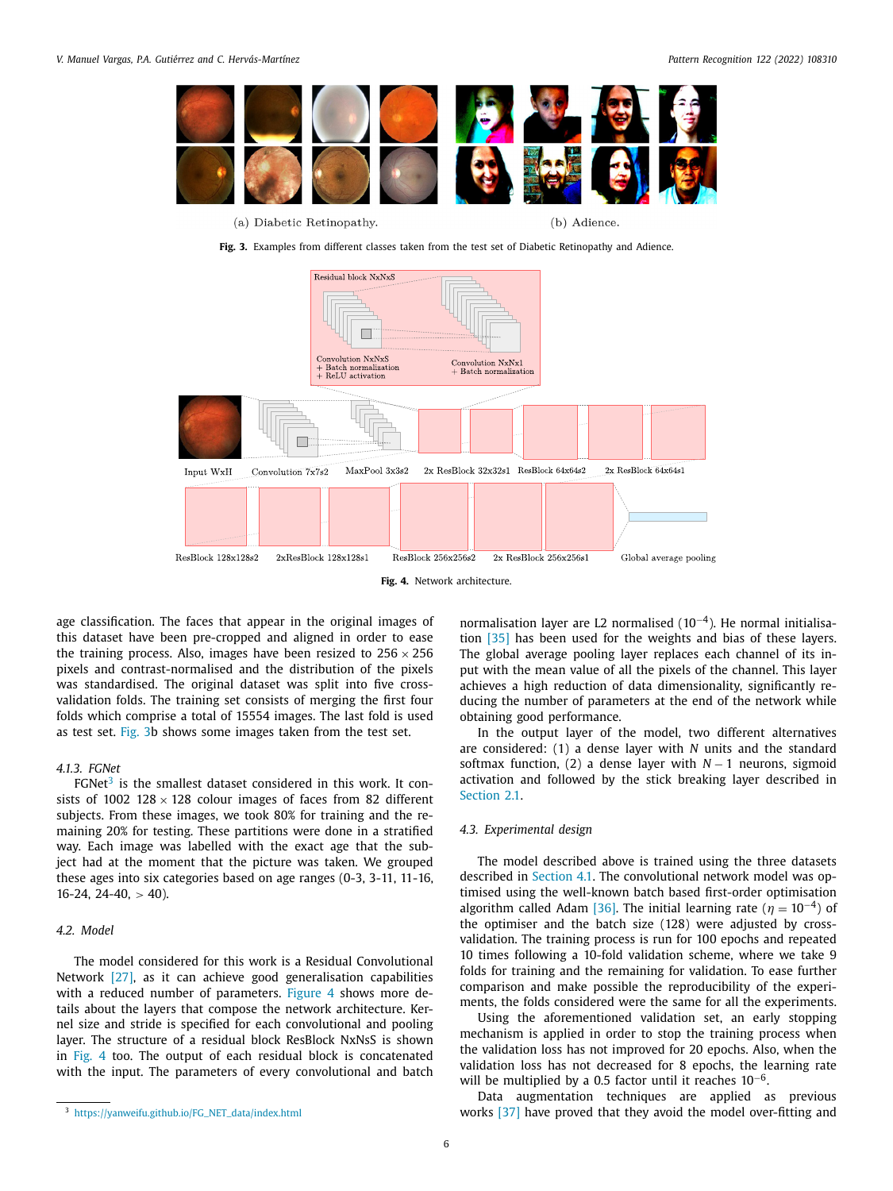(a) Diabetic Retinopathy. (b) Adience.

**Fig. 3.** Examples from different classes taken from the test set of Diabetic Retinopathy and Adience.

**Fig. 4.** Network architecture.

age classification. The faces that appear in the original images of this dataset have been pre-cropped and aligned in order to ease the training process. Also, images have been resized to $256 \times 256$ pixels and contrast-normalised and the distribution of the pixels was standardised. The original dataset was split into five cross-validation folds. The training set consists of merging the first four folds which comprise a total of 15554 images. The last fold is used as test set. Fig. 3b shows some images taken from the test set.

#### 4.1.3. FGNet

FGNet[3] is the smallest dataset considered in this work. It consists of 1002 $128 \times 128$ colour images of faces from 82 different subjects. From these images, we took 80% for training and the remaining 20% for testing. These partitions were done in a stratified way. Each image was labelled with the exact age that the subject had at the moment that the picture was taken. We grouped these ages into six categories based on age ranges (0-3, 3-11, 11-16, 16-24, 24-40, > 40).

### 4.2. Model

The model considered for this work is a Residual Convolutional Network [27], as it can achieve good generalisation capabilities with a reduced number of parameters. Figure 4 shows more details about the layers that compose the network architecture. Kernel size and stride is specified for each convolutional and pooling layer. The structure of a residual block ResBlock NxNsS is shown in Fig. 4 too. The output of each residual block is concatenated with the input. The parameters of every convolutional and batch normalisation layer are L2 normalised ($10^{-4}$). He normal initialisation [35] has been used for the weights and bias of these layers. The global average pooling layer replaces each channel of its input with the mean value of all the pixels of the channel. This layer achieves a high reduction of data dimensionality, significantly reducing the number of parameters at the end of the network while obtaining good performance.

In the output layer of the model, two different alternatives are considered: (1) a dense layer with $N$ units and the standard softmax function, (2) a dense layer with $N-1$ neurons, sigmoid activation and followed by the stick breaking layer described in Section 2.1.

### 4.3. Experimental design

The model described above is trained using the three datasets described in Section 4.1. The convolutional network model was optimised using the well-known batch based first-order optimisation algorithm called Adam [36]. The initial learning rate ($\eta = 10^{-4}$) of the optimiser and the batch size (128) were adjusted by cross-validation. The training process is run for 100 epochs and repeated 10 times following a 10-fold validation scheme, where we take 9 folds for training and the remaining for validation. To ease further comparison and make possible the reproducibility of the experiments, the folds considered were the same for all the experiments.

Using the aforementioned validation set, an early stopping mechanism is applied in order to stop the training process when the validation loss has not improved for 20 epochs. Also, when the validation loss has not decreased for 8 epochs, the learning rate will be multiplied by a 0.5 factor until it reaches $10^{-6}$.

Data augmentation techniques are applied as previous works [37] have proved that they avoid the model over-fitting and

[3] https://yanweifu.github.io/FG_NET_data/index.html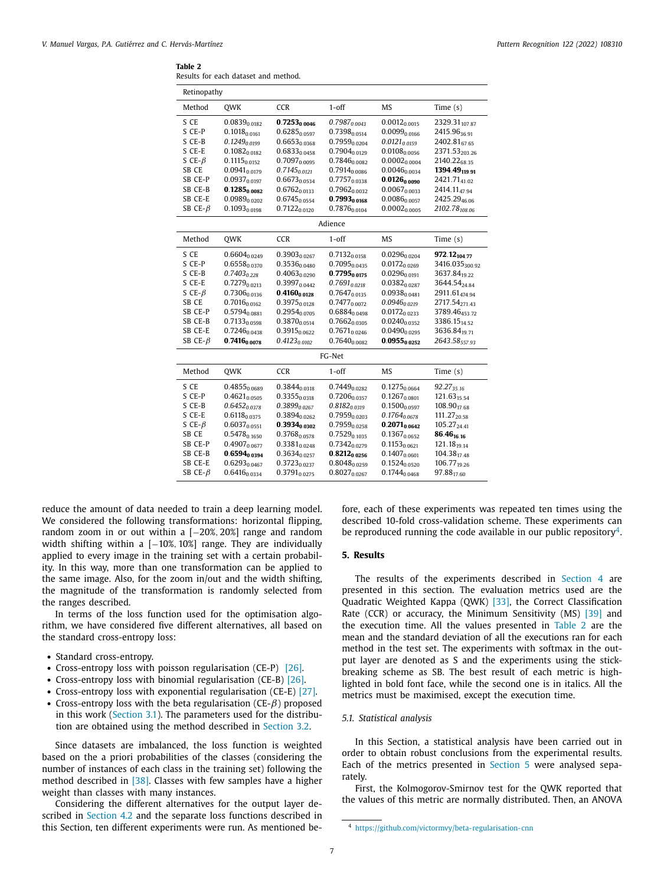**Table 2**
Results for each dataset and method.

| Retinopathy | | | | | |
|---|---|---|---|---|---|
| Method | QWK | CCR | 1-off | MS | Time (s) |
| S CE | $0.0839_{0.0182}$ | $\mathbf{0.7253_{0.0046}}$ | $\mathit{0.7987_{0.0043}}$ | $0.0012_{0.0015}$ | $2329.31_{107.87}$ |
| S CE-P | $0.1018_{0.0161}$ | $0.6285_{0.0597}$ | $0.7398_{0.0514}$ | $0.0099_{0.0166}$ | $2415.96_{36.91}$ |
| S CE-B | $\mathit{0.1249_{0.0199}}$ | $0.6653_{0.0368}$ | $0.7959_{0.0204}$ | $\mathit{0.0121_{0.0159}}$ | $2402.81_{67.65}$ |
| S CE-E | $0.1082_{0.0182}$ | $0.6833_{0.0458}$ | $0.7904_{0.0129}$ | $0.0108_{0.0056}$ | $2371.53_{203.26}$ |
| S CE-$\beta$ | $0.1115_{0.0152}$ | $0.7097_{0.0095}$ | $0.7846_{0.0082}$ | $0.0002_{0.0004}$ | $2140.22_{68.35}$ |
| SB CE | $0.0941_{0.0179}$ | $\mathit{0.7145_{0.0121}}$ | $0.7914_{0.0086}$ | $0.0046_{0.0034}$ | $\mathbf{1394.49_{119.91}}$ |
| SB CE-P | $0.0937_{0.0197}$ | $0.6673_{0.0534}$ | $0.7757_{0.0338}$ | $\mathbf{0.0126_{0.0090}}$ | $2421.71_{41.02}$ |
| SB CE-B | $\mathbf{0.1285_{0.0082}}$ | $0.6762_{0.0133}$ | $0.7962_{0.0032}$ | $0.0067_{0.0033}$ | $2414.11_{47.94}$ |
| SB CE-E | $0.0989_{0.0202}$ | $0.6745_{0.0554}$ | $\mathbf{0.7993_{0.0168}}$ | $0.0086_{0.0057}$ | $2425.29_{46.06}$ |
| SB CE-$\beta$ | $0.1093_{0.0198}$ | $0.7122_{0.0120}$ | $0.7876_{0.0104}$ | $0.0002_{0.0005}$ | $\mathit{2102.78_{108.06}}$ |
| Adience | | | | | |
| Method | QWK | CCR | 1-off | MS | Time (s) |
| S CE | $0.6604_{0.0249}$ | $0.3903_{0.0267}$ | $0.7132_{0.0158}$ | $0.0296_{0.0204}$ | $\mathbf{972.12_{104.77}}$ |
| S CE-P | $0.6558_{0.0370}$ | $0.3536_{0.0480}$ | $0.7095_{0.0435}$ | $0.0172_{0.0269}$ | $3416.035_{300.92}$ |
| S CE-B | $\mathit{0.7403_{0.228}}$ | $0.4063_{0.0290}$ | $\mathbf{0.7795_{0.0175}}$ | $0.0296_{0.0191}$ | $3637.84_{19.22}$ |
| S CE-E | $0.7279_{0.0213}$ | $0.3997_{0.0442}$ | $\mathit{0.7691_{0.0218}}$ | $0.0382_{0.0287}$ | $3644.54_{24.84}$ |
| S CE-$\beta$ | $0.7306_{0.0136}$ | $\mathbf{0.4160_{0.0128}}$ | $0.7647_{0.0135}$ | $0.0938_{0.0481}$ | $2911.61_{474.94}$ |
| SB CE | $0.7016_{0.0162}$ | $0.3975_{0.0128}$ | $0.7477_{0.0072}$ | $\mathit{0.0946_{0.0219}}$ | $2717.54_{271.43}$ |
| SB CE-P | $0.5794_{0.0881}$ | $0.2954_{0.0705}$ | $0.6884_{0.0498}$ | $0.0172_{0.0233}$ | $3789.46_{453.72}$ |
| SB CE-B | $0.7133_{0.0598}$ | $0.3870_{0.0514}$ | $0.7662_{0.0305}$ | $0.0240_{0.0352}$ | $3386.15_{14.52}$ |
| SB CE-E | $0.7246_{0.0438}$ | $0.3915_{0.0622}$ | $0.7671_{0.0246}$ | $0.0490_{0.0295}$ | $3636.84_{19.71}$ |
| SB CE-$\beta$ | $\mathbf{0.7416_{0.0078}}$ | $\mathit{0.4123_{0.0102}}$ | $0.7640_{0.0082}$ | $\mathbf{0.0955_{0.0252}}$ | $\mathit{2643.58_{557.93}}$ |
| FG-Net | | | | | |
| Method | QWK | CCR | 1-off | MS | Time (s) |
| S CE | $0.4855_{0.0689}$ | $0.3844_{0.0318}$ | $0.7449_{0.0282}$ | $0.1275_{0.0664}$ | $\mathit{92.27_{35.16}}$ |
| S CE-P | $0.4621_{0.0505}$ | $0.3355_{0.0318}$ | $0.7206_{0.0357}$ | $0.1267_{0.0801}$ | $121.63_{15.54}$ |
| S CE-B | $\mathit{0.6452_{0.0378}}$ | $\mathit{0.3899_{0.0267}}$ | $\mathit{0.8182_{0.0319}}$ | $0.1500_{0.0597}$ | $108.90_{17.68}$ |
| S CE-E | $0.6118_{0.0375}$ | $0.3894_{0.0262}$ | $0.7959_{0.0203}$ | $\mathit{0.1764_{0.0678}}$ | $111.27_{20.58}$ |
| S CE-$\beta$ | $0.6037_{0.0551}$ | $\mathbf{0.3934_{0.0302}}$ | $0.7959_{0.0258}$ | $\mathbf{0.2071_{0.0642}}$ | $105.27_{24.41}$ |
| SB CE | $0.5478_{0.1650}$ | $0.3768_{0.0578}$ | $0.7529_{0.1035}$ | $0.1367_{0.0652}$ | $\mathbf{86.46_{16.16}}$ |
| SB CE-P | $0.4907_{0.0677}$ | $0.3381_{0.0248}$ | $0.7342_{0.0279}$ | $0.1153_{0.0621}$ | $121.18_{19.14}$ |
| SB CE-B | $\mathbf{0.6594_{0.0394}}$ | $0.3634_{0.0257}$ | $\mathbf{0.8212_{0.0256}}$ | $0.1407_{0.0601}$ | $104.38_{17.48}$ |
| SB CE-E | $0.6293_{0.0467}$ | $0.3723_{0.0237}$ | $0.8048_{0.0259}$ | $0.1524_{0.0520}$ | $106.77_{19.26}$ |
| SB CE-$\beta$ | $0.6416_{0.0334}$ | $0.3791_{0.0275}$ | $0.8027_{0.0267}$ | $0.1744_{0.0468}$ | $97.88_{17.60}$ |

reduce the amount of data needed to train a deep learning model. We considered the following transformations: horizontal flipping, random zoom in or out within a $[-20\%, 20\%]$ range and random width shifting within a $[-10\%, 10\%]$ range. They are individually applied to every image in the training set with a certain probability. In this way, more than one transformation can be applied to the same image. Also, for the zoom in/out and the width shifting, the magnitude of the transformation is randomly selected from the ranges described.

In terms of the loss function used for the optimisation algorithm, we have considered five different alternatives, all based on the standard cross-entropy loss:

- Standard cross-entropy.
- Cross-entropy loss with poisson regularisation (CE-P) [26].
- Cross-entropy loss with binomial regularisation (CE-B) [26].
- Cross-entropy loss with exponential regularisation (CE-E) [27].
- Cross-entropy loss with the beta regularisation (CE-$\beta$) proposed in this work (Section 3.1). The parameters used for the distribution are obtained using the method described in Section 3.2.

Since datasets are imbalanced, the loss function is weighted based on the a priori probabilities of the classes (considering the number of instances of each class in the training set) following the method described in [38]. Classes with few samples have a higher weight than classes with many instances.

Considering the different alternatives for the output layer described in Section 4.2 and the separate loss functions described in this Section, ten different experiments were run. As mentioned before, each of these experiments was repeated ten times using the described 10-fold cross-validation scheme. These experiments can be reproduced running the code available in our public repository[4].

## 5. Results

The results of the experiments described in Section 4 are presented in this section. The evaluation metrics used are the Quadratic Weighted Kappa (QWK) [33], the Correct Classification Rate (CCR) or accuracy, the Minimum Sensitivity (MS) [39] and the execution time. All the values presented in Table 2 are the mean and the standard deviation of all the executions ran for each method in the test set. The experiments with softmax in the output layer are denoted as S and the experiments using the stick-breaking scheme as SB. The best result of each metric is highlighted in bold font face, while the second one is in italics. All the metrics must be maximised, except the execution time.

### 5.1. Statistical analysis

In this Section, a statistical analysis have been carried out in order to obtain robust conclusions from the experimental results. Each of the metrics presented in Section 5 were analysed separately.

First, the Kolmogorov-Smirnov test for the QWK reported that the values of this metric are normally distributed. Then, an ANOVA

[4] https://github.com/victormvy/beta-regularisation-cnn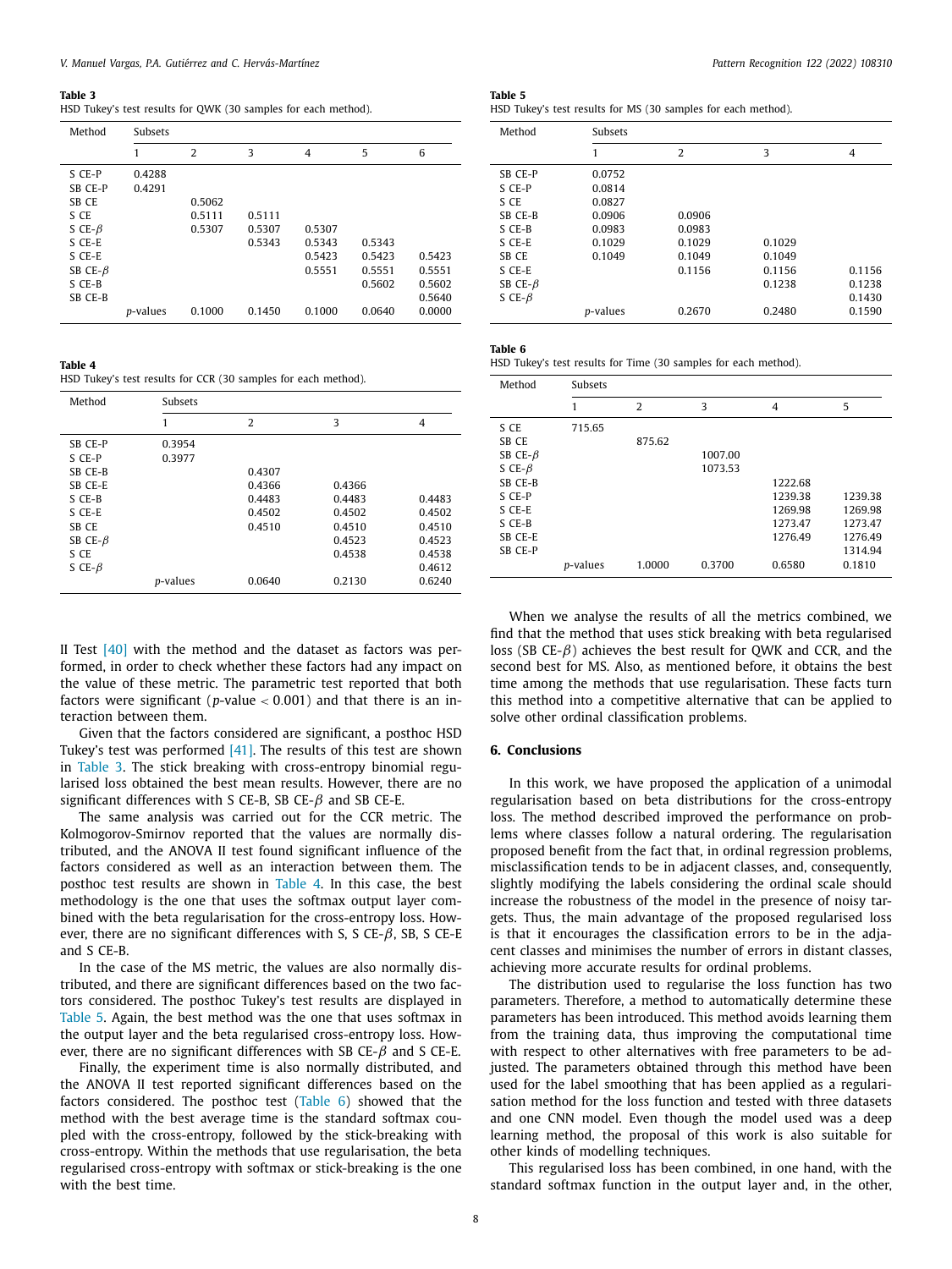**Table 3**
HSD Tukey's test results for QWK (30 samples for each method).

| Method | Subsets | | | | | |
|---|---|---|---|---|---|---|
| | 1 | 2 | 3 | 4 | 5 | 6 |
| S CE-P | 0.4288 | | | | | |
| SB CE-P | 0.4291 | | | | | |
| SB CE | | 0.5062 | | | | |
| S CE | | 0.5111 | 0.5111 | | | |
| S CE-$\beta$ | | 0.5307 | 0.5307 | 0.5307 | | |
| S CE-E | | | 0.5343 | 0.5343 | 0.5343 | |
| S CE-E | | | | 0.5423 | 0.5423 | 0.5423 |
| SB CE-$\beta$ | | | | 0.5551 | 0.5551 | 0.5551 |
| S CE-B | | | | | 0.5602 | 0.5602 |
| SB CE-B | | | | | | 0.5640 |
| | *p*-values | 0.1000 | 0.1450 | 0.1000 | 0.0640 | 0.0000 |

**Table 4**
HSD Tukey's test results for CCR (30 samples for each method).

| Method | Subsets | | | |
|---|---|---|---|---|
| | 1 | 2 | 3 | 4 |
| SB CE-P | 0.3954 | | | |
| S CE-P | 0.3977 | | | |
| SB CE-B | | 0.4307 | | |
| SB CE-E | | 0.4366 | 0.4366 | |
| S CE-B | | 0.4483 | 0.4483 | 0.4483 |
| S CE-E | | 0.4502 | 0.4502 | 0.4502 |
| SB CE | | 0.4510 | 0.4510 | 0.4510 |
| SB CE-$\beta$ | | | 0.4523 | 0.4523 |
| S CE | | | 0.4538 | 0.4538 |
| S CE-$\beta$ | | | | 0.4612 |
| | *p*-values | 0.0640 | 0.2130 | 0.6240 |

II Test [40] with the method and the dataset as factors was performed, in order to check whether these factors had any impact on the value of these metric. The parametric test reported that both factors were significant ($p$-value $< 0.001$) and that there is an interaction between them.

Given that the factors considered are significant, a posthoc HSD Tukey's test was performed [41]. The results of this test are shown in Table 3. The stick breaking with cross-entropy binomial regularised loss obtained the best mean results. However, there are no significant differences with S CE-B, SB CE-$\beta$ and SB CE-E.

The same analysis was carried out for the CCR metric. The Kolmogorov-Smirnov reported that the values are normally distributed, and the ANOVA II test found significant influence of the factors considered as well as an interaction between them. The posthoc test results are shown in Table 4. In this case, the best methodology is the one that uses the softmax output layer combined with the beta regularisation for the cross-entropy loss. However, there are no significant differences with S, S CE-$\beta$, SB, S CE-E and S CE-B.

In the case of the MS metric, the values are also normally distributed, and there are significant differences based on the two factors considered. The posthoc Tukey's test results are displayed in Table 5. Again, the best method was the one that uses softmax in the output layer and the beta regularised cross-entropy loss. However, there are no significant differences with SB CE-$\beta$ and S CE-E.

Finally, the experiment time is also normally distributed, and the ANOVA II test reported significant differences based on the factors considered. The posthoc test (Table 6) showed that the method with the best average time is the standard softmax coupled with the cross-entropy, followed by the stick-breaking with cross-entropy. Within the methods that use regularisation, the beta regularised cross-entropy with softmax or stick-breaking is the one with the best time.

**Table 5**
HSD Tukey's test results for MS (30 samples for each method).

| Method | Subsets | | | |
|---|---|---|---|---|
| | 1 | 2 | 3 | 4 |
| SB CE-P | 0.0752 | | | |
| S CE-P | 0.0814 | | | |
| S CE | 0.0827 | | | |
| SB CE-B | 0.0906 | 0.0906 | | |
| S CE-B | 0.0983 | 0.0983 | | |
| S CE-E | 0.1029 | 0.1029 | 0.1029 | |
| SB CE | 0.1049 | 0.1049 | 0.1049 | |
| S CE-E | | 0.1156 | 0.1156 | 0.1156 |
| SB CE-$\beta$ | | | 0.1238 | 0.1238 |
| S CE-$\beta$ | | | | 0.1430 |
| | *p*-values | 0.2670 | 0.2480 | 0.1590 |

**Table 6**
HSD Tukey's test results for Time (30 samples for each method).

| Method | Subsets | | | | |
|---|---|---|---|---|---|
| | 1 | 2 | 3 | 4 | 5 |
| S CE | 715.65 | | | | |
| SB CE | | 875.62 | | | |
| SB CE-$\beta$ | | | 1007.00 | | |
| S CE-$\beta$ | | | 1073.53 | | |
| SB CE-B | | | | 1222.68 | |
| S CE-P | | | | 1239.38 | 1239.38 |
| S CE-E | | | | 1269.98 | 1269.98 |
| S CE-B | | | | 1273.47 | 1273.47 |
| SB CE-E | | | | 1276.49 | 1276.49 |
| SB CE-P | | | | | 1314.94 |
| | *p*-values | 1.0000 | 0.3700 | 0.6580 | 0.1810 |

When we analyse the results of all the metrics combined, we find that the method that uses stick breaking with beta regularised loss (SB CE-$\beta$) achieves the best result for QWK and CCR, and the second best for MS. Also, as mentioned before, it obtains the best time among the methods that use regularisation. These facts turn this method into a competitive alternative that can be applied to solve other ordinal classification problems.

## 6. Conclusions

In this work, we have proposed the application of a unimodal regularisation based on beta distributions for the cross-entropy loss. The method described improved the performance on problems where classes follow a natural ordering. The regularisation proposed benefit from the fact that, in ordinal regression problems, misclassification tends to be in adjacent classes, and, consequently, slightly modifying the labels considering the ordinal scale should increase the robustness of the model in the presence of noisy targets. Thus, the main advantage of the proposed regularised loss is that it encourages the classification errors to be in the adjacent classes and minimises the number of errors in distant classes, achieving more accurate results for ordinal problems.

The distribution used to regularise the loss function has two parameters. Therefore, a method to automatically determine these parameters has been introduced. This method avoids learning them from the training data, thus improving the computational time with respect to other alternatives with free parameters to be adjusted. The parameters obtained through this method have been used for the label smoothing that has been applied as a regularisation method for the loss function and tested with three datasets and one CNN model. Even though the model used was a deep learning method, the proposal of this work is also suitable for other kinds of modelling techniques.

This regularised loss has been combined, in one hand, with the standard softmax function in the output layer and, in the other,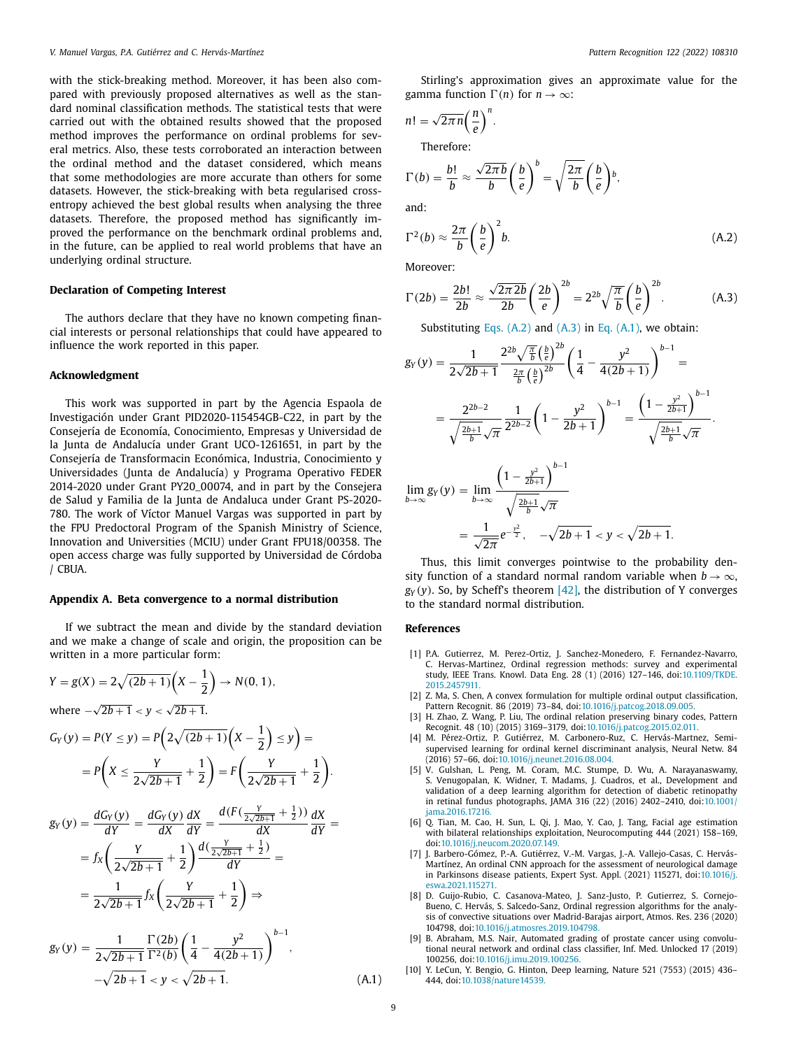with the stick-breaking method. Moreover, it has been also compared with previously proposed alternatives as well as the standard nominal classification methods. The statistical tests that were carried out with the obtained results showed that the proposed method improves the performance on ordinal problems for several metrics. Also, these tests corroborated an interaction between the ordinal method and the dataset considered, which means that some methodologies are more accurate than others for some datasets. However, the stick-breaking with beta regularised cross-entropy achieved the best global results when analysing the three datasets. Therefore, the proposed method has significantly improved the performance on the benchmark ordinal problems and, in the future, can be applied to real world problems that have an underlying ordinal structure.

### Declaration of Competing Interest

The authors declare that they have no known competing financial interests or personal relationships that could have appeared to influence the work reported in this paper.

### Acknowledgment

This work was supported in part by the Agencia Espaola de Investigación under Grant PID2020-115454GB-C22, in part by the Consejería de Economía, Conocimiento, Empresas y Universidad de la Junta de Andalucía under Grant UCO-1261651, in part by the Consejería de Transformacin Económica, Industria, Conocimiento y Universidades (Junta de Andalucía) y Programa Operativo FEDER 2014-2020 under Grant PY20_00074, and in part by the Consejera de Salud y Familia de la Junta de Andaluca under Grant PS-2020-780. The work of Víctor Manuel Vargas was supported in part by the FPU Predoctoral Program of the Spanish Ministry of Science, Innovation and Universities (MCIU) under Grant FPU18/00358. The open access charge was fully supported by Universidad de Córdoba / CBUA.

### Appendix A. Beta convergence to a normal distribution

If we subtract the mean and divide by the standard deviation and we make a change of scale and origin, the proposition can be written in a more particular form:

$$Y = g(X) = 2\sqrt{(2b+1)}\left(X - \frac{1}{2}\right) \rightarrow N(0,1),$$

where $-\sqrt{2b+1} < y < \sqrt{2b+1}$.

$$G_Y(y) = P(Y \leq y) = P\left(2\sqrt{(2b+1)}\left(X - \frac{1}{2}\right) \leq y\right) =$$

$$= P\left(X \leq \frac{Y}{2\sqrt{2b+1}} + \frac{1}{2}\right) = F\left(\frac{Y}{2\sqrt{2b+1}} + \frac{1}{2}\right).$$

$$g_Y(y) = \frac{dG_Y(y)}{dY} = \frac{dG_Y(y)}{dX}\frac{dX}{dY} = \frac{d(F(\frac{Y}{2\sqrt{2b+1}} + \frac{1}{2}))}{dX}\frac{dX}{dY} =$$

$$= f_X\left(\frac{Y}{2\sqrt{2b+1}} + \frac{1}{2}\right)\frac{d(\frac{Y}{2\sqrt{2b+1}} + \frac{1}{2})}{dY} =$$

$$= \frac{1}{2\sqrt{2b+1}} f_X\left(\frac{Y}{2\sqrt{2b+1}} + \frac{1}{2}\right) \Rightarrow$$

$$g_Y(y) = \frac{1}{2\sqrt{2b+1}}\frac{\Gamma(2b)}{\Gamma^2(b)}\left(\frac{1}{4} - \frac{y^2}{4(2b+1)}\right)^{b-1}, \quad -\sqrt{2b+1} < y < \sqrt{2b+1}. \tag{A.1}$$

Stirling's approximation gives an approximate value for the gamma function $\Gamma(n)$ for $n \rightarrow \infty$:

$$n! = \sqrt{2\pi n}\left(\frac{n}{e}\right)^n.$$

Therefore:

$$\Gamma(b) = \frac{b!}{b} \approx \frac{\sqrt{2\pi b}}{b}\left(\frac{b}{e}\right)^b = \sqrt{\frac{2\pi}{b}}\left(\frac{b}{e}\right)^b,$$

and:

$$\Gamma^2(b) \approx \frac{2\pi}{b}\left(\frac{b}{e}\right)^2 b. \tag{A.2}$$

Moreover:

$$\Gamma(2b) = \frac{2b!}{2b} \approx \frac{\sqrt{2\pi 2b}}{2b}\left(\frac{2b}{e}\right)^{2b} = 2^{2b}\sqrt{\frac{\pi}{b}}\left(\frac{b}{e}\right)^{2b}. \tag{A.3}$$

Substituting Eqs. (A.2) and (A.3) in Eq. (A.1), we obtain:

$$g_Y(y) = \frac{1}{2\sqrt{2b+1}}\frac{2^{2b}\sqrt{\frac{\pi}{b}}\left(\frac{b}{e}\right)^{2b}}{\frac{2\pi}{b}\left(\frac{b}{e}\right)^{2b}}\left(\frac{1}{4} - \frac{y^2}{4(2b+1)}\right)^{b-1} =$$

$$= \frac{2^{2b-2}}{\sqrt{\frac{2b+1}{b}}\sqrt{\pi}}\frac{1}{2^{2b-2}}\left(1 - \frac{y^2}{2b+1}\right)^{b-1} = \frac{\left(1 - \frac{y^2}{2b+1}\right)^{b-1}}{\sqrt{\frac{2b+1}{b}}\sqrt{\pi}}.$$

$$\lim_{b\rightarrow\infty} g_Y(y) = \lim_{b\rightarrow\infty}\frac{\left(1 - \frac{y^2}{2b+1}\right)^{b-1}}{\sqrt{\frac{2b+1}{b}}\sqrt{\pi}}$$

$$= \frac{1}{\sqrt{2\pi}}e^{-\frac{y^2}{2}}, \quad -\sqrt{2b+1} < y < \sqrt{2b+1}.$$

Thus, this limit converges pointwise to the probability density function of a standard normal random variable when $b \rightarrow \infty$, $g_Y(y)$. So, by Scheff's theorem [42], the distribution of Y converges to the standard normal distribution.

### References

[1] P.A. Gutierrez, M. Perez-Ortiz, J. Sanchez-Monedero, F. Fernandez-Navarro, C. Hervas-Martinez, Ordinal regression methods: survey and experimental study, IEEE Trans. Knowl. Data Eng. 28 (1) (2016) 127–146, doi:10.1109/TKDE.2015.2457911.

[2] Z. Ma, S. Chen, A convex formulation for multiple ordinal output classification, Pattern Recognit. 86 (2019) 73–84, doi:10.1016/j.patcog.2018.09.005.

[3] H. Zhao, Z. Wang, P. Liu, The ordinal relation preserving binary codes, Pattern Recognit. 48 (10) (2015) 3169–3179, doi:10.1016/j.patcog.2015.02.011.

[4] M. Pérez-Ortiz, P. Gutiérrez, M. Carbonero-Ruz, C. Hervás-Martnez, Semi-supervised learning for ordinal kernel discriminant analysis, Neural Netw. 84 (2016) 57–66, doi:10.1016/j.neunet.2016.08.004.

[5] V. Gulshan, L. Peng, M. Coram, M.C. Stumpe, D. Wu, A. Narayanaswamy, S. Venugopalan, K. Widner, T. Madams, J. Cuadros, et al., Development and validation of a deep learning algorithm for detection of diabetic retinopathy in retinal fundus photographs, JAMA 316 (22) (2016) 2402–2410, doi:10.1001/jama.2016.17216.

[6] Q. Tian, M. Cao, H. Sun, L. Qi, J. Mao, Y. Cao, J. Tang, Facial age estimation with bilateral relationships exploitation, Neurocomputing 444 (2021) 158–169, doi:10.1016/j.neucom.2020.07.149.

[7] J. Barbero-Gómez, P.-A. Gutiérrez, V.-M. Vargas, J.-A. Vallejo-Casas, C. Hervás-Martínez, An ordinal CNN approach for the assessment of neurological damage in Parkinsons disease patients, Expert Syst. Appl. (2021) 115271, doi:10.1016/j.eswa.2021.115271.

[8] D. Guijo-Rubio, C. Casanova-Mateo, J. Sanz-Justo, P. Gutierrez, S. Cornejo-Bueno, C. Hervás, S. Salcedo-Sanz, Ordinal regression algorithms for the analysis of convective situations over Madrid-Barajas airport, Atmos. Res. 236 (2020) 104798, doi:10.1016/j.atmosres.2019.104798.

[9] B. Abraham, M.S. Nair, Automated grading of prostate cancer using convolutional neural network and ordinal class classifier, Inf. Med. Unlocked 17 (2019) 100256, doi:10.1016/j.imu.2019.100256.

[10] Y. LeCun, Y. Bengio, G. Hinton, Deep learning, Nature 521 (7553) (2015) 436–444, doi:10.1038/nature14539.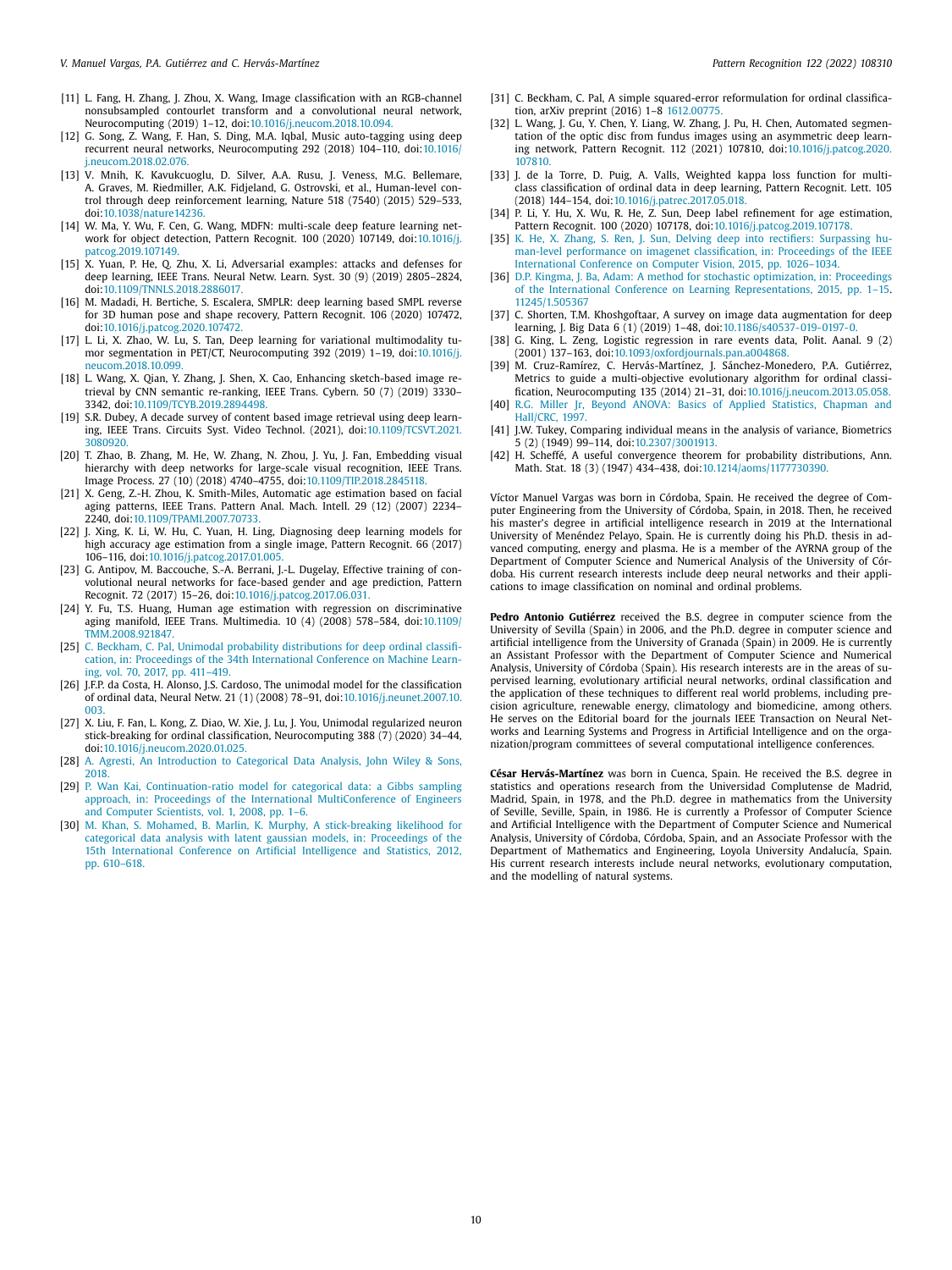[11] L. Fang, H. Zhang, J. Zhou, X. Wang, Image classification with an RGB-channel nonsubsampled contourlet transform and a convolutional neural network, Neurocomputing (2019) 1–12, doi:10.1016/j.neucom.2018.10.094.

[12] G. Song, Z. Wang, F. Han, S. Ding, M.A. Iqbal, Music auto-tagging using deep recurrent neural networks, Neurocomputing 292 (2018) 104–110, doi:10.1016/j.neucom.2018.02.076.

[13] V. Mnih, K. Kavukcuoglu, D. Silver, A.A. Rusu, J. Veness, M.G. Bellemare, A. Graves, M. Riedmiller, A.K. Fidjeland, G. Ostrovski, et al., Human-level control through deep reinforcement learning, Nature 518 (7540) (2015) 529–533, doi:10.1038/nature14236.

[14] W. Ma, Y. Wu, F. Cen, G. Wang, MDFN: multi-scale deep feature learning network for object detection, Pattern Recognit. 100 (2020) 107149, doi:10.1016/j.patcog.2019.107149.

[15] X. Yuan, P. He, Q. Zhu, X. Li, Adversarial examples: attacks and defenses for deep learning, IEEE Trans. Neural Netw. Learn. Syst. 30 (9) (2019) 2805–2824, doi:10.1109/TNNLS.2018.2886017.

[16] M. Madadi, H. Bertiche, S. Escalera, SMPLR: deep learning based SMPL reverse for 3D human pose and shape recovery, Pattern Recognit. 106 (2020) 107472, doi:10.1016/j.patcog.2020.107472.

[17] L. Li, X. Zhao, W. Lu, S. Tan, Deep learning for variational multimodality tumor segmentation in PET/CT, Neurocomputing 392 (2019) 1–19, doi:10.1016/j.neucom.2018.10.099.

[18] L. Wang, X. Qian, Y. Zhang, J. Shen, X. Cao, Enhancing sketch-based image retrieval by CNN semantic re-ranking, IEEE Trans. Cybern. 50 (7) (2019) 3330–3342, doi:10.1109/TCYB.2019.2894498.

[19] S.R. Dubey, A decade survey of content based image retrieval using deep learning, IEEE Trans. Circuits Syst. Video Technol. (2021), doi:10.1109/TCSVT.2021.3080920.

[20] T. Zhao, B. Zhang, M. He, W. Zhang, N. Zhou, J. Yu, J. Fan, Embedding visual hierarchy with deep networks for large-scale visual recognition, IEEE Trans. Image Process. 27 (10) (2018) 4740–4755, doi:10.1109/TIP.2018.2845118.

[21] X. Geng, Z.-H. Zhou, K. Smith-Miles, Automatic age estimation based on facial aging patterns, IEEE Trans. Pattern Anal. Mach. Intell. 29 (12) (2007) 2234–2240, doi:10.1109/TPAMI.2007.70733.

[22] J. Xing, K. Li, W. Hu, C. Yuan, H. Ling, Diagnosing deep learning models for high accuracy age estimation from a single image, Pattern Recognit. 66 (2017) 106–116, doi:10.1016/j.patcog.2017.01.005.

[23] G. Antipov, M. Baccouche, S.-A. Berrani, J.-L. Dugelay, Effective training of convolutional neural networks for face-based gender and age prediction, Pattern Recognit. 72 (2017) 15–26, doi:10.1016/j.patcog.2017.06.031.

[24] Y. Fu, T.S. Huang, Human age estimation with regression on discriminative aging manifold, IEEE Trans. Multimedia. 10 (4) (2008) 578–584, doi:10.1109/TMM.2008.921847.

[25] C. Beckham, C. Pal, Unimodal probability distributions for deep ordinal classification, in: Proceedings of the 34th International Conference on Machine Learning, vol. 70, 2017, pp. 411–419.

[26] J.F.P. da Costa, H. Alonso, J.S. Cardoso, The unimodal model for the classification of ordinal data, Neural Netw. 21 (1) (2008) 78–91, doi:10.1016/j.neunet.2007.10.003.

[27] X. Liu, F. Fan, L. Kong, Z. Diao, W. Xie, J. Lu, J. You, Unimodal regularized neuron stick-breaking for ordinal classification, Neurocomputing 388 (7) (2020) 34–44, doi:10.1016/j.neucom.2020.01.025.

[28] A. Agresti, An Introduction to Categorical Data Analysis, John Wiley & Sons, 2018.

[29] P. Wan Kai, Continuation-ratio model for categorical data: a Gibbs sampling approach, in: Proceedings of the International MultiConference of Engineers and Computer Scientists, vol. 1, 2008, pp. 1–6.

[30] M. Khan, S. Mohamed, B. Marlin, K. Murphy, A stick-breaking likelihood for categorical data analysis with latent gaussian models, in: Proceedings of the 15th International Conference on Artificial Intelligence and Statistics, 2012, pp. 610–618.

[31] C. Beckham, C. Pal, A simple squared-error reformulation for ordinal classification, arXiv preprint (2016) 1–8 1612.00775.

[32] L. Wang, J. Gu, Y. Chen, Y. Liang, W. Zhang, J. Pu, H. Chen, Automated segmentation of the optic disc from fundus images using an asymmetric deep learning network, Pattern Recognit. 112 (2021) 107810, doi:10.1016/j.patcog.2020.107810.

[33] J. de la Torre, D. Puig, A. Valls, Weighted kappa loss function for multi-class classification of ordinal data in deep learning, Pattern Recognit. Lett. 105 (2018) 144–154, doi:10.1016/j.patrec.2017.05.018.

[34] P. Li, Y. Hu, X. Wu, R. He, Z. Sun, Deep label refinement for age estimation, Pattern Recognit. 100 (2020) 107178, doi:10.1016/j.patcog.2019.107178.

[35] K. He, X. Zhang, S. Ren, J. Sun, Delving deep into rectifiers: Surpassing human-level performance on imagenet classification, in: Proceedings of the IEEE International Conference on Computer Vision, 2015, pp. 1026–1034.

[36] D.P. Kingma, J. Ba, Adam: A method for stochastic optimization, in: Proceedings of the International Conference on Learning Representations, 2015, pp. 1–15. 11245/1.505367

[37] C. Shorten, T.M. Khoshgoftaar, A survey on image data augmentation for deep learning, J. Big Data 6 (1) (2019) 1–48, doi:10.1186/s40537-019-0197-0.

[38] G. King, L. Zeng, Logistic regression in rare events data, Polit. Aanal. 9 (2) (2001) 137–163, doi:10.1093/oxfordjournals.pan.a004868.

[39] M. Cruz-Ramírez, C. Hervás-Martínez, J. Sánchez-Monedero, P.A. Gutiérrez, Metrics to guide a multi-objective evolutionary algorithm for ordinal classification, Neurocomputing 135 (2014) 21–31, doi:10.1016/j.neucom.2013.05.058.

[40] R.G. Miller Jr, Beyond ANOVA: Basics of Applied Statistics, Chapman and Hall/CRC, 1997.

[41] J.W. Tukey, Comparing individual means in the analysis of variance, Biometrics 5 (2) (1949) 99–114, doi:10.2307/3001913.

[42] H. Scheffé, A useful convergence theorem for probability distributions, Ann. Math. Stat. 18 (3) (1947) 434–438, doi:10.1214/aoms/1177730390.

Víctor Manuel Vargas was born in Córdoba, Spain. He received the degree of Computer Engineering from the University of Córdoba, Spain, in 2018. Then, he received his master's degree in artificial intelligence research in 2019 at the International University of Menéndez Pelayo, Spain. He is currently doing his Ph.D. thesis in advanced computing, energy and plasma. He is a member of the AYRNA group of the Department of Computer Science and Numerical Analysis of the University of Córdoba. His current research interests include deep neural networks and their applications to image classification on nominal and ordinal problems.

**Pedro Antonio Gutiérrez** received the B.S. degree in computer science from the University of Sevilla (Spain) in 2006, and the Ph.D. degree in computer science and artificial intelligence from the University of Granada (Spain) in 2009. He is currently an Assistant Professor with the Department of Computer Science and Numerical Analysis, University of Córdoba (Spain). His research interests are in the areas of supervised learning, evolutionary artificial neural networks, ordinal classification and the application of these techniques to different real world problems, including precision agriculture, renewable energy, climatology and biomedicine, among others. He serves on the Editorial board for the journals IEEE Transaction on Neural Networks and Learning Systems and Progress in Artificial Intelligence and on the organization/program committees of several computational intelligence conferences.

**César Hervás-Martínez** was born in Cuenca, Spain. He received the B.S. degree in statistics and operations research from the Universidad Complutense de Madrid, Madrid, Spain, in 1978, and the Ph.D. degree in mathematics from the University of Seville, Seville, Spain, in 1986. He is currently a Professor of Computer Science and Artificial Intelligence with the Department of Computer Science and Numerical Analysis, University of Córdoba, Córdoba, Spain, and an Associate Professor with the Department of Mathematics and Engineering, Loyola University Andalucía, Spain. His current research interests include neural networks, evolutionary computation, and the modelling of natural systems.